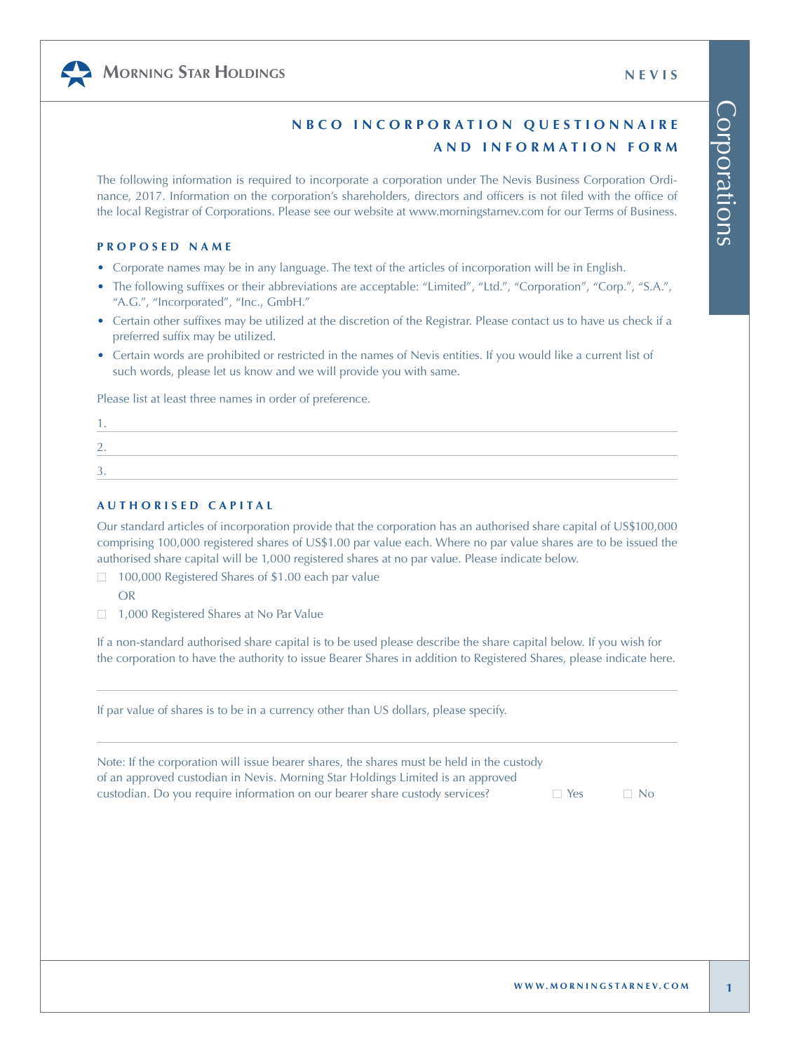# NBCO INCORPORATION QUESTIONNAIRE AND INFORMATION FORM

The following information is required to incorporate a corporation under The Nevis Business Corporation Ordinance, 2017. Information on the corporation's shareholders, directors and officers is not filed with the office of the local Registrar of Corporations. Please see our website at www.morningstarnev.com for our Terms of Business.

## PROPOSED NAME

- Corporate names may be in any language. The text of the articles of incorporation will be in English.
- The following suffixes or their abbreviations are acceptable: "Limited", "Ltd.", "Corporation", "Corp.", "S.A.", "A.G.", "Incorporated", "Inc., GmbH."
- Certain other suffixes may be utilized at the discretion of the Registrar. Please contact us to have us check if a preferred suffix may be utilized.
- Certain words are prohibited or restricted in the names of Nevis entities. If you would like a current list of such words, please let us know and we will provide you with same.

Please list at least three names in order of preference.

1. \_\_\_\_\_\_\_\_\_\_\_\_\_\_\_\_\_\_\_\_
2. \_\_\_\_\_\_\_\_\_\_\_\_\_\_\_\_\_\_\_\_
3. \_\_\_\_\_\_\_\_\_\_\_\_\_\_\_\_\_\_\_\_

## AUTHORISED CAPITAL

Our standard articles of incorporation provide that the corporation has an authorised share capital of US$100,000 comprising 100,000 registered shares of US$1.00 par value each. Where no par value shares are to be issued the authorised share capital will be 1,000 registered shares at no par value. Please indicate below.

☐ 100,000 Registered Shares of $1.00 each par value

OR

☐ 1,000 Registered Shares at No Par Value

If a non-standard authorised share capital is to be used please describe the share capital below. If you wish for the corporation to have the authority to issue Bearer Shares in addition to Registered Shares, please indicate here.

\_\_\_\_\_\_\_\_\_\_\_\_\_\_\_\_\_\_\_\_

If par value of shares is to be in a currency other than US dollars, please specify.

\_\_\_\_\_\_\_\_\_\_\_\_\_\_\_\_\_\_\_\_

Note: If the corporation will issue bearer shares, the shares must be held in the custody of an approved custodian in Nevis. Morning Star Holdings Limited is an approved custodian. Do you require information on our bearer share custody services? ☐ Yes ☐ No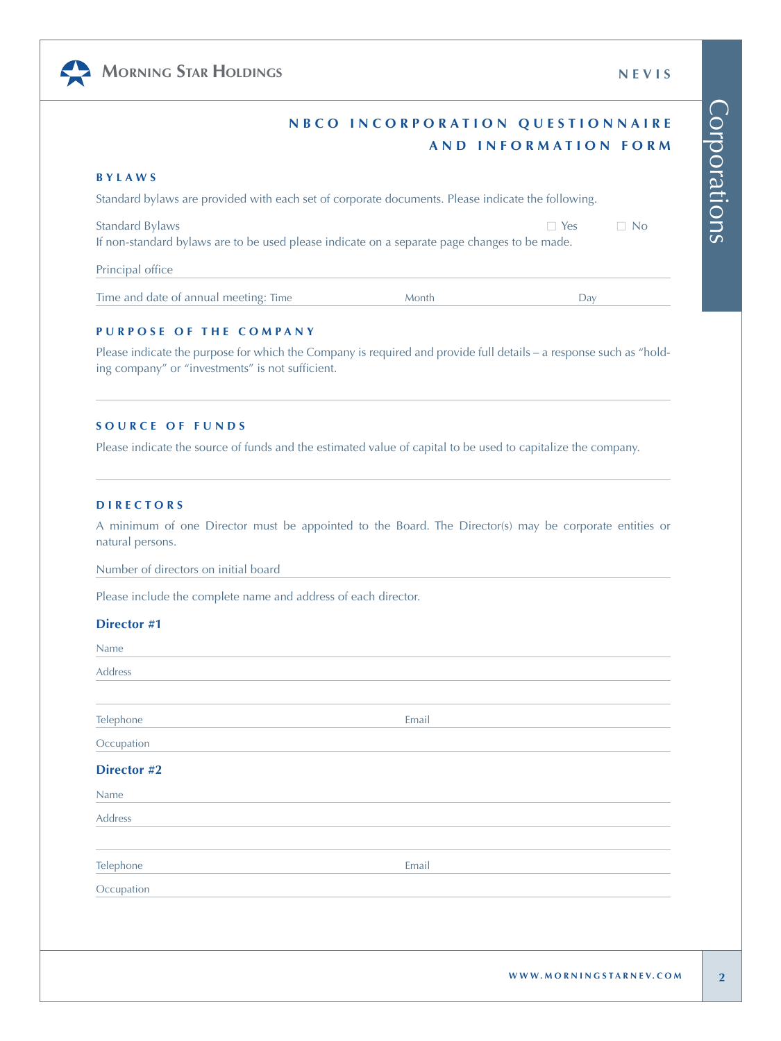## NBCO INCORPORATION QUESTIONNAIRE AND INFORMATION FORM

### BYLAWS

Standard bylaws are provided with each set of corporate documents. Please indicate the following.

Standard Bylaws ☐ Yes ☐ No

If non-standard bylaws are to be used please indicate on a separate page changes to be made.

Principal office

Time and date of annual meeting: Time Month Day

### PURPOSE OF THE COMPANY

Please indicate the purpose for which the Company is required and provide full details – a response such as "holding company" or "investments" is not sufficient.

### SOURCE OF FUNDS

Please indicate the source of funds and the estimated value of capital to be used to capitalize the company.

### DIRECTORS

A minimum of one Director must be appointed to the Board. The Director(s) may be corporate entities or natural persons.

Number of directors on initial board

Please include the complete name and address of each director.

**Director #1**

Name

Address

Telephone Email

Occupation

**Director #2**

Name

Address

Telephone Email

Occupation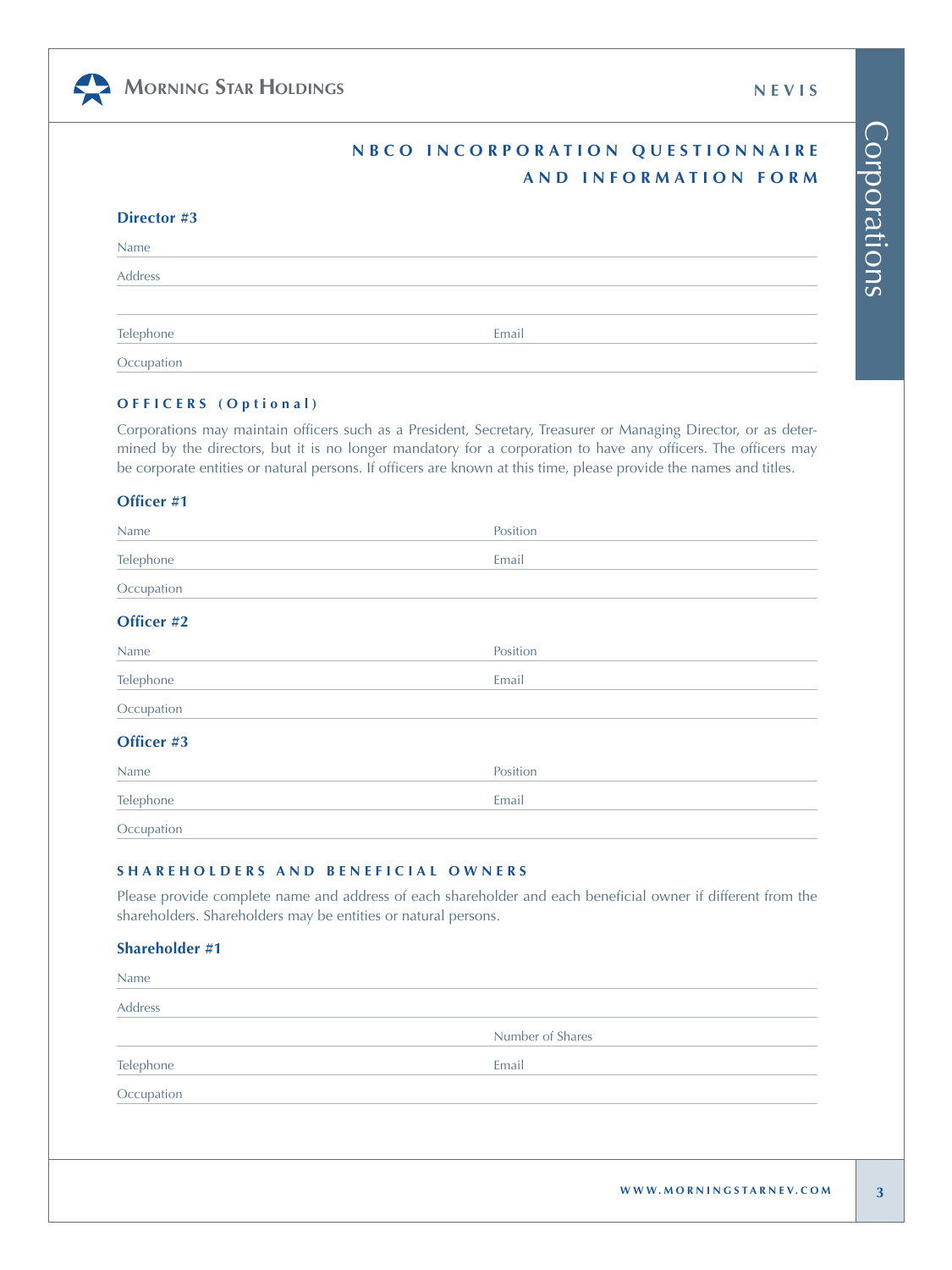## NBCO INCORPORATION QUESTIONNAIRE AND INFORMATION FORM

### Director #3

Name

Address

Telephone | Email

Occupation

### OFFICERS (Optional)

Corporations may maintain officers such as a President, Secretary, Treasurer or Managing Director, or as determined by the directors, but it is no longer mandatory for a corporation to have any officers. The officers may be corporate entities or natural persons. If officers are known at this time, please provide the names and titles.

### Officer #1

Name | Position

Telephone | Email

Occupation

### Officer #2

Name | Position

Telephone | Email

Occupation

### Officer #3

Name | Position

Telephone | Email

Occupation

### SHAREHOLDERS AND BENEFICIAL OWNERS

Please provide complete name and address of each shareholder and each beneficial owner if different from the shareholders. Shareholders may be entities or natural persons.

### Shareholder #1

Name

Address

Number of Shares

Telephone | Email

Occupation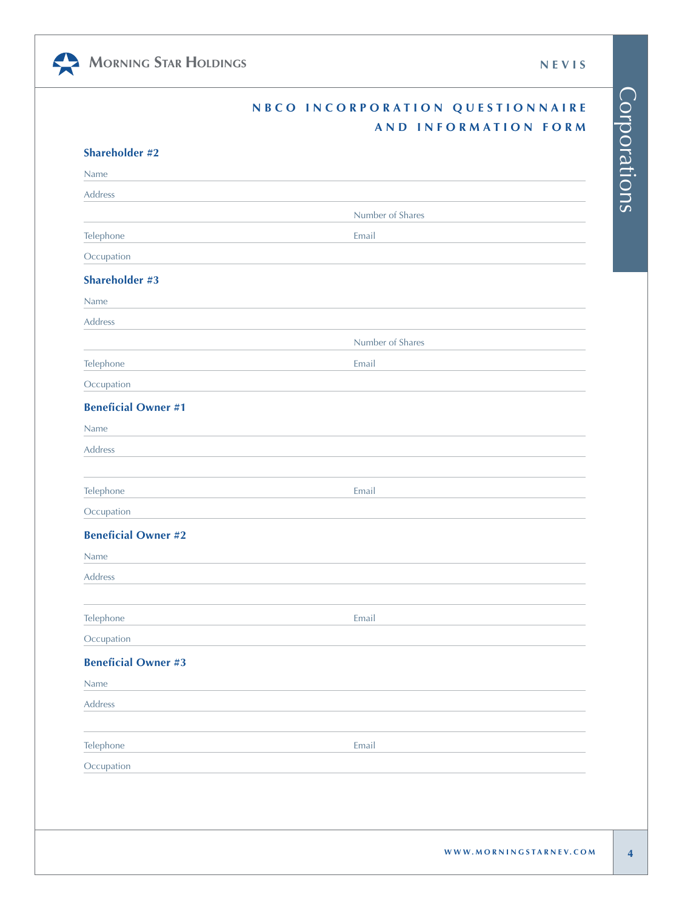## NBCO INCORPORATION QUESTIONNAIRE AND INFORMATION FORM

**Shareholder #2**

Name

Address

Number of Shares

Telephone | Email

Occupation

**Shareholder #3**

Name

Address

Number of Shares

Telephone | Email

Occupation

**Beneficial Owner #1**

Name

Address

Telephone | Email

Occupation

**Beneficial Owner #2**

Name

Address

Telephone | Email

Occupation

**Beneficial Owner #3**

Name

Address

Telephone | Email

Occupation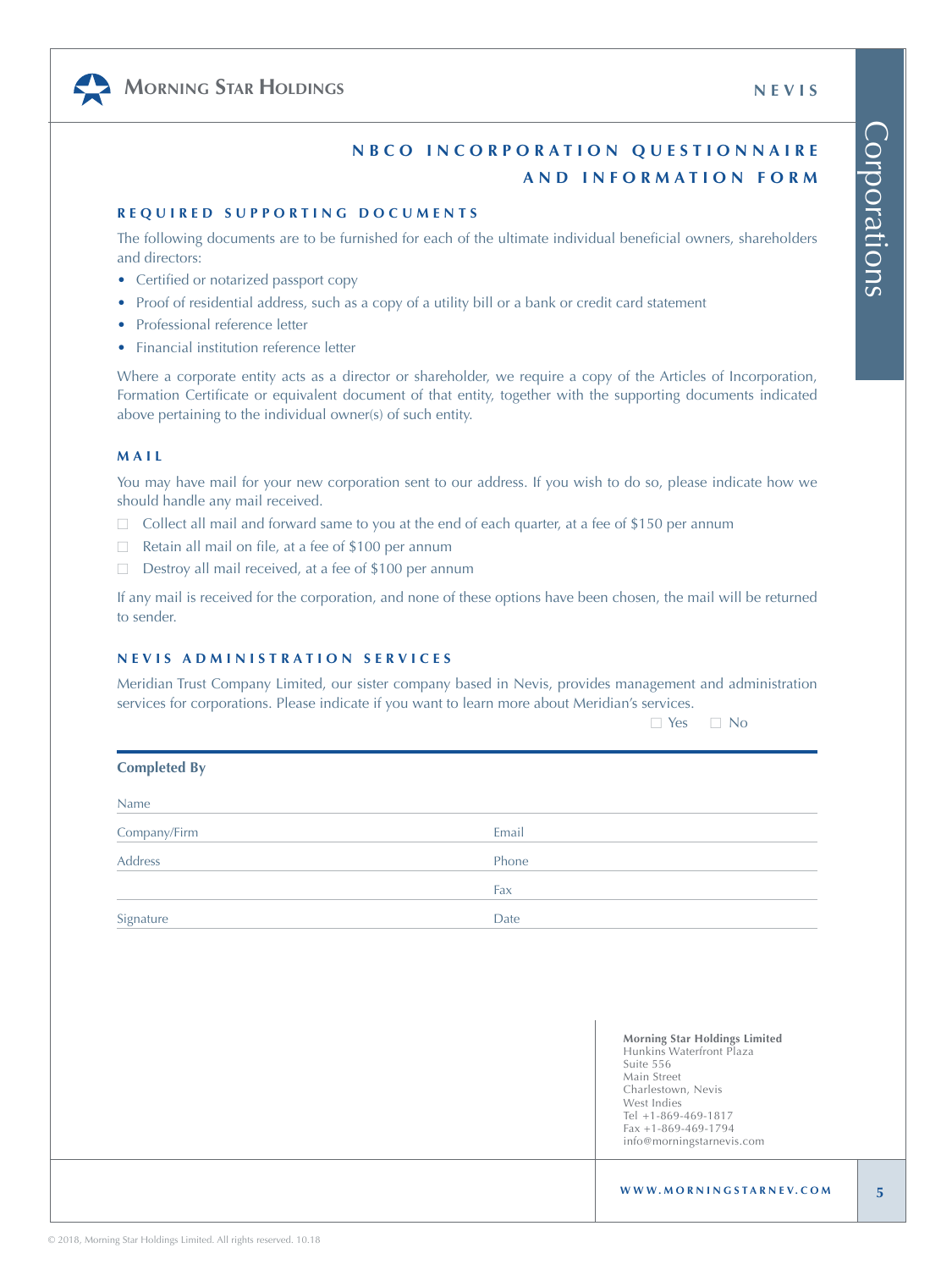# NBCO INCORPORATION QUESTIONNAIRE AND INFORMATION FORM

## REQUIRED SUPPORTING DOCUMENTS

The following documents are to be furnished for each of the ultimate individual beneficial owners, shareholders and directors:

- Certified or notarized passport copy
- Proof of residential address, such as a copy of a utility bill or a bank or credit card statement
- Professional reference letter
- Financial institution reference letter

Where a corporate entity acts as a director or shareholder, we require a copy of the Articles of Incorporation, Formation Certificate or equivalent document of that entity, together with the supporting documents indicated above pertaining to the individual owner(s) of such entity.

## MAIL

You may have mail for your new corporation sent to our address. If you wish to do so, please indicate how we should handle any mail received.

☐ Collect all mail and forward same to you at the end of each quarter, at a fee of $150 per annum

☐ Retain all mail on file, at a fee of $100 per annum

☐ Destroy all mail received, at a fee of $100 per annum

If any mail is received for the corporation, and none of these options have been chosen, the mail will be returned to sender.

## NEVIS ADMINISTRATION SERVICES

Meridian Trust Company Limited, our sister company based in Nevis, provides management and administration services for corporations. Please indicate if you want to learn more about Meridian's services.

☐ Yes ☐ No

**Completed By**

Name

Company/Firm | Email

Address | Phone

Fax

Signature | Date

**Morning Star Holdings Limited**
Hunkins Waterfront Plaza
Suite 556
Main Street
Charlestown, Nevis
West Indies
Tel +1-869-469-1817
Fax +1-869-469-1794
info@morningstarnevis.com

WWW.MORNINGSTARNEV.COM

© 2018, Morning Star Holdings Limited. All rights reserved. 10.18